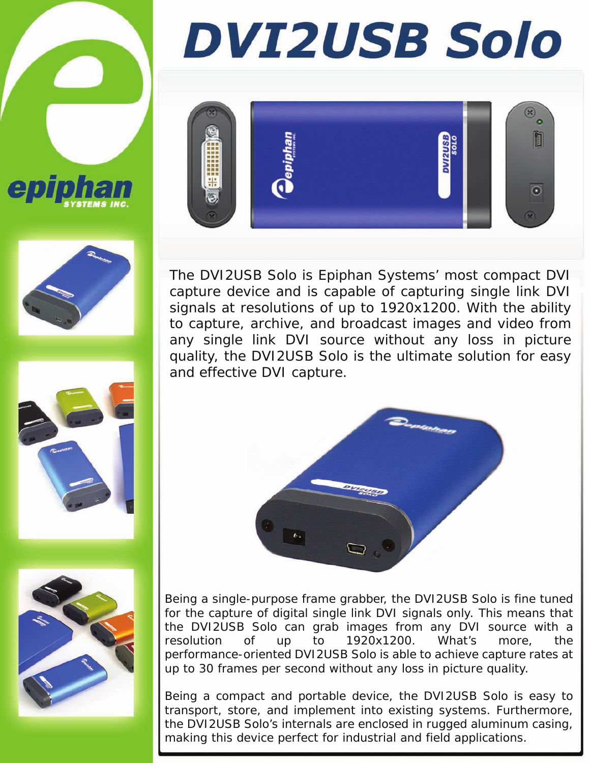# DVI2USB Solo

The DVI2USB Solo is Epiphan Systems' most compact DVI capture device and is capable of capturing single link DVI signals at resolutions of up to 1920x1200. With the ability to capture, archive, and broadcast images and video from any single link DVI source without any loss in picture quality, the DVI2USB Solo is the ultimate solution for easy and effective DVI capture.

Being a single-purpose frame grabber, the DVI2USB Solo is fine tuned for the capture of digital single link DVI signals only. This means that the DVI2USB Solo can grab images from any DVI source with a resolution of up to 1920x1200. What's more, the performance-oriented DVI2USB Solo is able to achieve capture rates at up to 30 frames per second without any loss in picture quality.

Being a compact and portable device, the DVI2USB Solo is easy to transport, store, and implement into existing systems. Furthermore, the DVI2USB Solo's internals are enclosed in rugged aluminum casing, making this device perfect for industrial and field applications.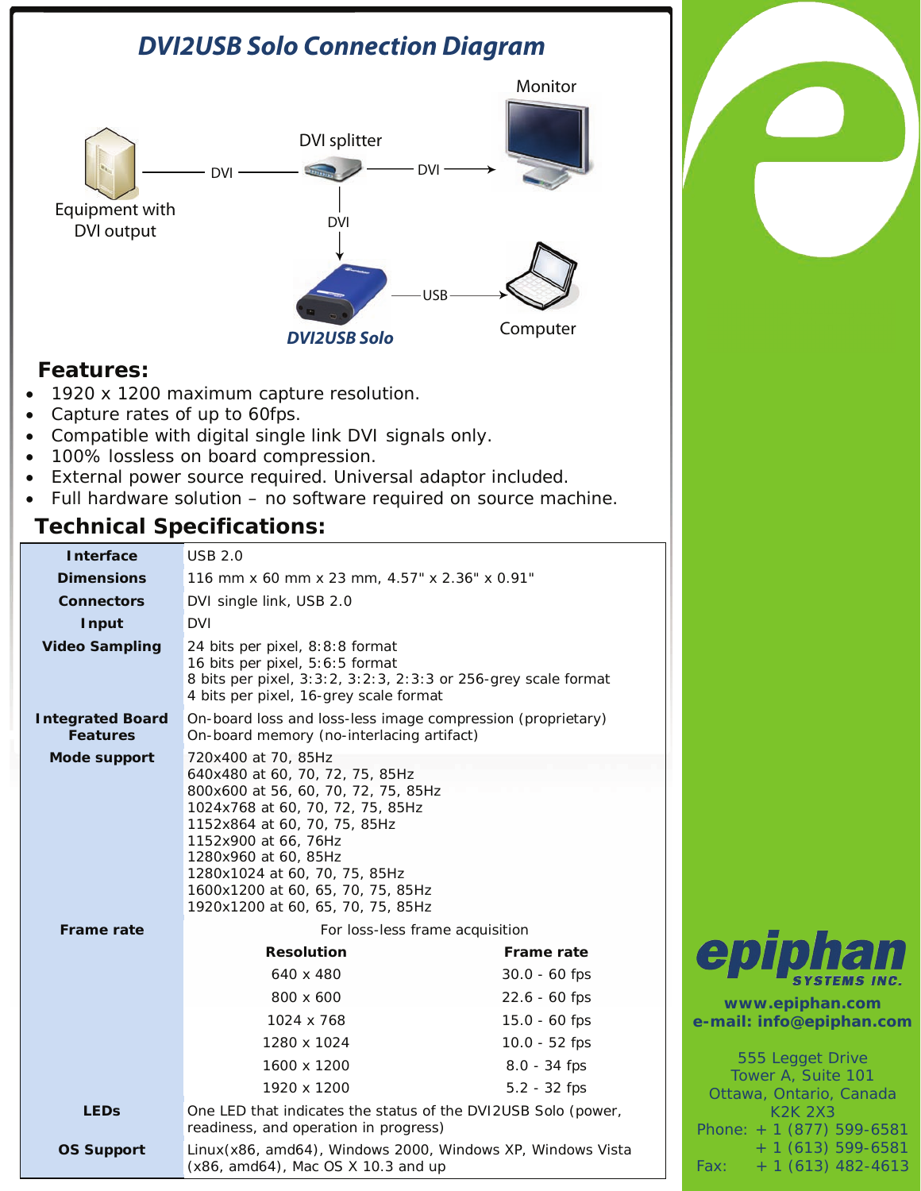# *DVI2USB Solo Connection Diagram*

Monitor

DVI splitter

DVI

DVI

Equipment with DVI output

DVI

USB

*DVI2USB Solo*

Computer

## Features:

- 1920 x 1200 maximum capture resolution.
- Capture rates of up to 60fps.
- Compatible with digital single link DVI signals only.
- 100% lossless on board compression.
- External power source required. Universal adaptor included.
- Full hardware solution – no software required on source machine.

## Technical Specifications:

| | | |
|---|---|---|
| **Interface** | USB 2.0 | |
| **Dimensions** | 116 mm x 60 mm x 23 mm, 4.57" x 2.36" x 0.91" | |
| **Connectors** | DVI single link, USB 2.0 | |
| **Input** | DVI | |
| **Video Sampling** | 24 bits per pixel, 8:8:8 format<br>16 bits per pixel, 5:6:5 format<br>8 bits per pixel, 3:3:2, 3:2:3, 2:3:3 or 256-grey scale format<br>4 bits per pixel, 16-grey scale format | |
| **Integrated Board Features** | On-board loss and loss-less image compression (proprietary)<br>On-board memory (no-interlacing artifact) | |
| **Mode support** | 720x400 at 70, 85Hz<br>640x480 at 60, 70, 72, 75, 85Hz<br>800x600 at 56, 60, 70, 72, 75, 85Hz<br>1024x768 at 60, 70, 72, 75, 85Hz<br>1152x864 at 60, 70, 75, 85Hz<br>1152x900 at 66, 76Hz<br>1280x960 at 60, 85Hz<br>1280x1024 at 60, 70, 75, 85Hz<br>1600x1200 at 60, 65, 70, 75, 85Hz<br>1920x1200 at 60, 65, 70, 75, 85Hz | |
| **Frame rate** | For loss-less frame acquisition | |
| | **Resolution** | **Frame rate** |
| | 640 x 480 | 30.0 - 60 fps |
| | 800 x 600 | 22.6 - 60 fps |
| | 1024 x 768 | 15.0 - 60 fps |
| | 1280 x 1024 | 10.0 - 52 fps |
| | 1600 x 1200 | 8.0 - 34 fps |
| | 1920 x 1200 | 5.2 - 32 fps |
| **LEDs** | One LED that indicates the status of the DVI2USB Solo (power, readiness, and operation in progress) | |
| **OS Support** | Linux(x86, amd64), Windows 2000, Windows XP, Windows Vista (x86, amd64), Mac OS X 10.3 and up | |

**epiphan** SYSTEMS INC.

**www.epiphan.com**
**e-mail: info@epiphan.com**

555 Legget Drive
Tower A, Suite 101
Ottawa, Ontario, Canada
K2K 2X3
Phone: + 1 (877) 599-6581
+ 1 (613) 599-6581
Fax: + 1 (613) 482-4613